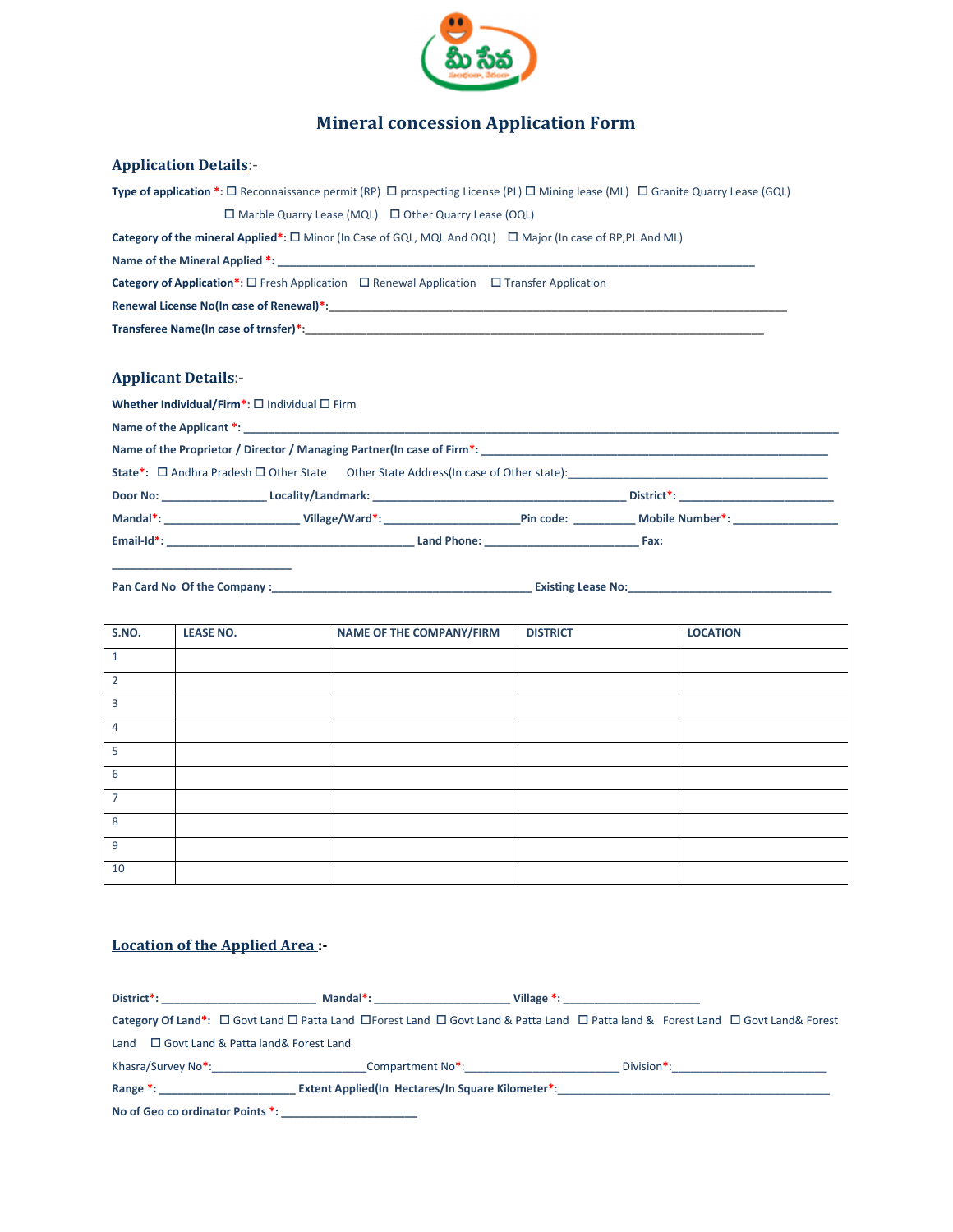# Mineral concession Application Form

## Application Details:-

**Type of application \*:** ☐ Reconnaissance permit (RP) ☐ prospecting License (PL) ☐ Mining lease (ML) ☐ Granite Quarry Lease (GQL) ☐ Marble Quarry Lease (MQL) ☐ Other Quarry Lease (OQL)

**Category of the mineral Applied\*:** ☐ Minor (In Case of GQL, MQL And OQL) ☐ Major (In case of RP,PL And ML)

**Name of the Mineral Applied \*:** ______________________________________________________________________________

**Category of Application\*:** ☐ Fresh Application ☐ Renewal Application ☐ Transfer Application

**Renewal License No(In case of Renewal)\*:**_____________________________________________________________________________

**Transferee Name(In case of trnsfer)\*:**_____________________________________________________________________________

## Applicant Details:-

**Whether Individual/Firm\*:** ☐ Individual ☐ Firm

**Name of the Applicant \*:** ___________________________________________________________________________________________________

**Name of the Proprietor / Director / Managing Partner(In case of Firm\*:** _________________________________________________________

**State\*:** ☐ Andhra Pradesh ☐ Other State Other State Address(In case of Other state):___________________________________________

**Door No:** ________________ **Locality/Landmark:** ________________________________________ **District\*:** ________________________

**Mandal\*:** _____________________ **Village/Ward\*:** ____________________**Pin code:** _________ **Mobile Number\*:** ________________

**Email-Id\*:** _______________________________________ **Land Phone:** ________________________ **Fax:** _____________________________

**Pan Card No Of the Company :**__________________________________________ **Existing Lease No:**________________________________

| S.NO. | LEASE NO. | NAME OF THE COMPANY/FIRM | DISTRICT | LOCATION |
|---|---|---|---|---|
| 1 | | | | |
| 2 | | | | |
| 3 | | | | |
| 4 | | | | |
| 5 | | | | |
| 6 | | | | |
| 7 | | | | |
| 8 | | | | |
| 9 | | | | |
| 10 | | | | |

## Location of the Applied Area :-

**District\*:** ________________________ **Mandal\*:** _____________________ **Village \*:** _____________________

**Category Of Land\*:** ☐ Govt Land ☐ Patta Land ☐Forest Land ☐ Govt Land & Patta Land ☐ Patta land & Forest Land ☐ Govt Land& Forest Land ☐ Govt Land & Patta land& Forest Land

Khasra/Survey No\*:________________________Compartment No\*:________________________ Division\*:________________________

**Range \*:** _____________________ **Extent Applied(In Hectares/In Square Kilometer\*:**___________________________________________

**No of Geo co ordinator Points \*:** _____________________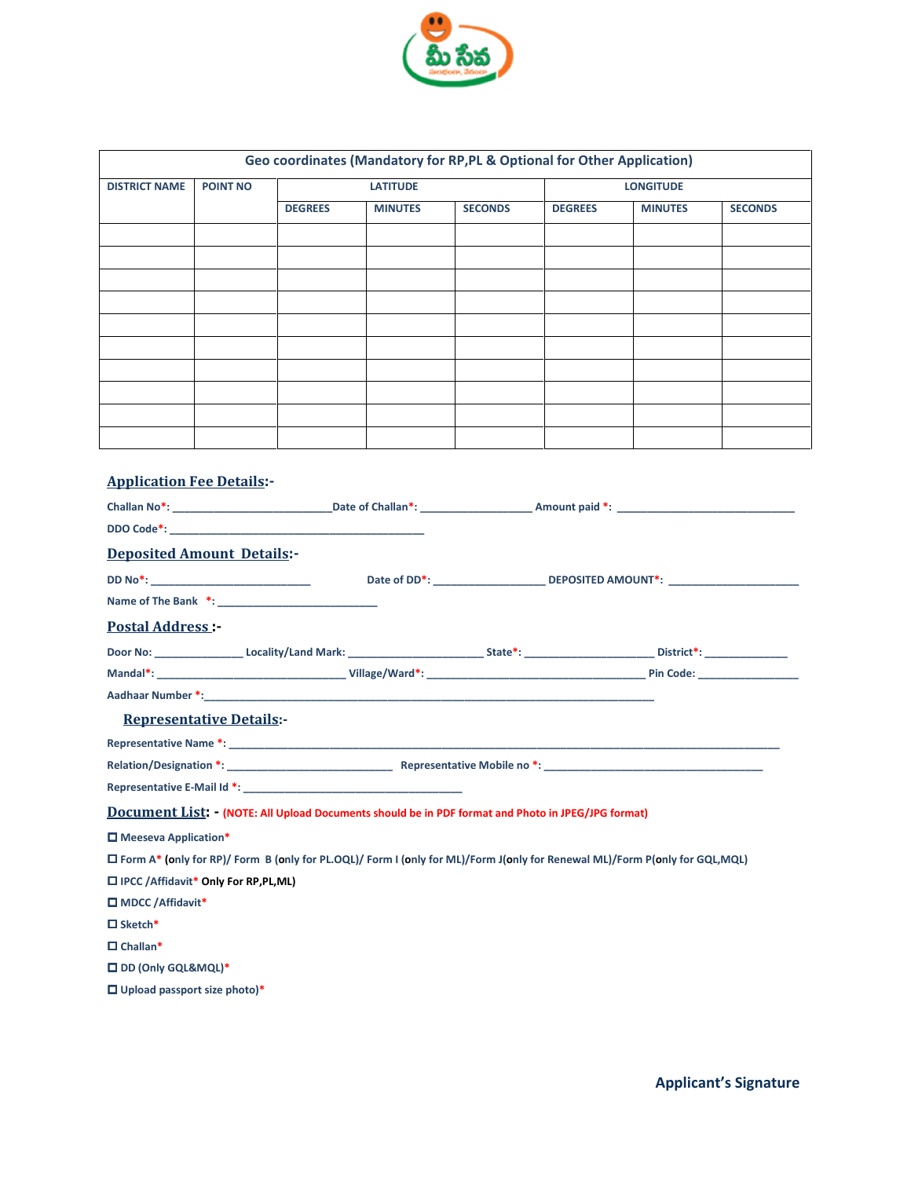| Geo coordinates (Mandatory for RP,PL & Optional for Other Application) | | | | | | | |
|---|---|---|---|---|---|---|---|
| DISTRICT NAME | POINT NO | LATITUDE | | | LONGITUDE | | |
| | | DEGREES | MINUTES | SECONDS | DEGREES | MINUTES | SECONDS |
| | | | | | | | |
| | | | | | | | |
| | | | | | | | |
| | | | | | | | |
| | | | | | | | |
| | | | | | | | |
| | | | | | | | |
| | | | | | | | |
| | | | | | | | |
| | | | | | | | |

## Application Fee Details:-

Challan No*: ___________________________Date of Challan*: __________________ Amount paid *: ______________________________

DDO Code*: _____________________________________________

## Deposited Amount Details:-

DD No*: ___________________________ Date of DD*: __________________ DEPOSITED AMOUNT*: ______________________

Name of The Bank *: ___________________________

## Postal Address :-

Door No: _______________ Locality/Land Mark: _______________________ State*: ______________________ District*: ______________

Mandal*: ________________________________ Village/Ward*: _____________________________________ Pin Code: _________________

Aadhaar Number *:_____________________________________________________________________________

## Representative Details:-

Representative Name *: _____________________________________________________________________________________________

Relation/Designation *: ____________________________ Representative Mobile no *: _____________________________________

Representative E-Mail Id *: _____________________________________

## Document List: - (NOTE: All Upload Documents should be in PDF format and Photo in JPEG/JPG format)

- ☐ Meeseva Application*
- ☐ Form A* (only for RP)/ Form B (only for PL.OQL)/ Form I (only for ML)/Form J(only for Renewal ML)/Form P(only for GQL,MQL)
- ☐ IPCC /Affidavit* Only For RP,PL,ML)
- ☐ MDCC /Affidavit*
- ☐ Sketch*
- ☐ Challan*
- ☐ DD (Only GQL&MQL)*
- ☐ Upload passport size photo)*

**Applicant's Signature**